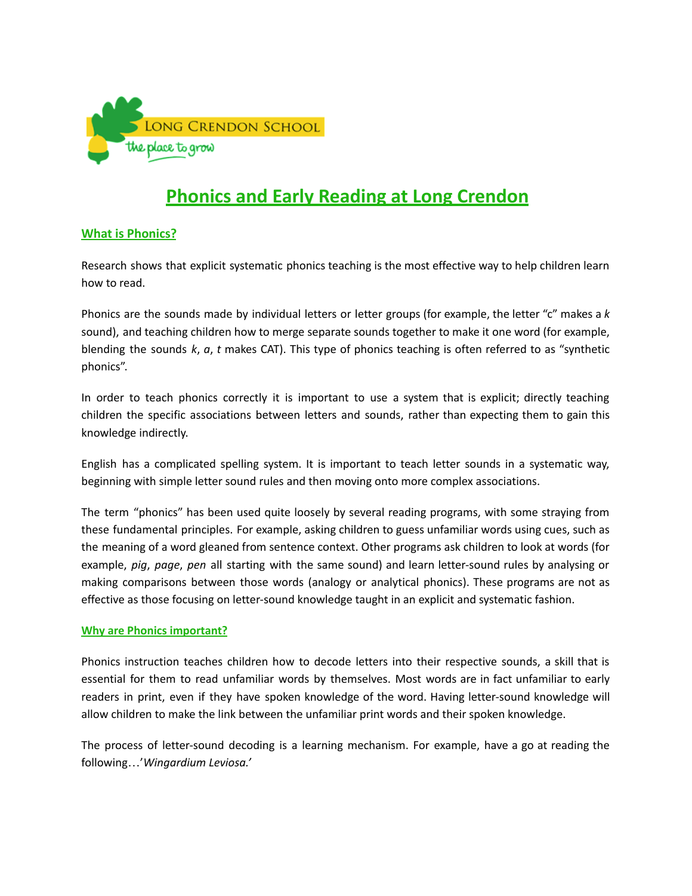LONG CRENDON SCHOOL

the place to grow

# Phonics and Early Reading at Long Crendon

## What is Phonics?

Research shows that explicit systematic phonics teaching is the most effective way to help children learn how to read.

Phonics are the sounds made by individual letters or letter groups (for example, the letter "c" makes a *k* sound), and teaching children how to merge separate sounds together to make it one word (for example, blending the sounds *k*, *a*, *t* makes CAT). This type of phonics teaching is often referred to as "synthetic phonics".

In order to teach phonics correctly it is important to use a system that is explicit; directly teaching children the specific associations between letters and sounds, rather than expecting them to gain this knowledge indirectly.

English has a complicated spelling system. It is important to teach letter sounds in a systematic way, beginning with simple letter sound rules and then moving onto more complex associations.

The term "phonics" has been used quite loosely by several reading programs, with some straying from these fundamental principles. For example, asking children to guess unfamiliar words using cues, such as the meaning of a word gleaned from sentence context. Other programs ask children to look at words (for example, *pig*, *page*, *pen* all starting with the same sound) and learn letter-sound rules by analysing or making comparisons between those words (analogy or analytical phonics). These programs are not as effective as those focusing on letter-sound knowledge taught in an explicit and systematic fashion.

## Why are Phonics important?

Phonics instruction teaches children how to decode letters into their respective sounds, a skill that is essential for them to read unfamiliar words by themselves. Most words are in fact unfamiliar to early readers in print, even if they have spoken knowledge of the word. Having letter-sound knowledge will allow children to make the link between the unfamiliar print words and their spoken knowledge.

The process of letter-sound decoding is a learning mechanism. For example, have a go at reading the following…'*Wingardium Leviosa.*'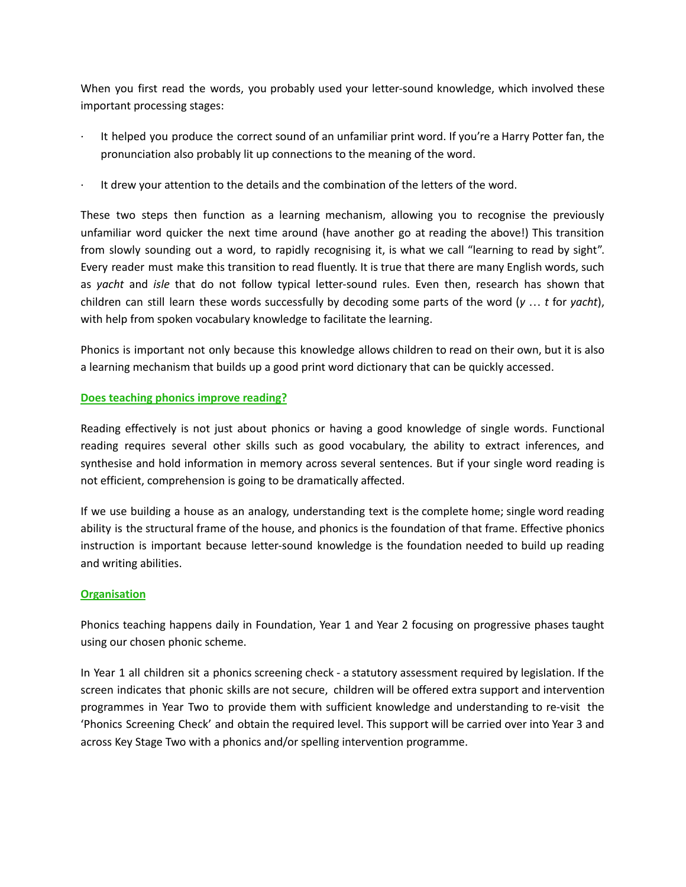When you first read the words, you probably used your letter-sound knowledge, which involved these important processing stages:

- It helped you produce the correct sound of an unfamiliar print word. If you're a Harry Potter fan, the pronunciation also probably lit up connections to the meaning of the word.
- It drew your attention to the details and the combination of the letters of the word.

These two steps then function as a learning mechanism, allowing you to recognise the previously unfamiliar word quicker the next time around (have another go at reading the above!) This transition from slowly sounding out a word, to rapidly recognising it, is what we call "learning to read by sight". Every reader must make this transition to read fluently. It is true that there are many English words, such as *yacht* and *isle* that do not follow typical letter-sound rules. Even then, research has shown that children can still learn these words successfully by decoding some parts of the word (*y* … *t* for *yacht*), with help from spoken vocabulary knowledge to facilitate the learning.

Phonics is important not only because this knowledge allows children to read on their own, but it is also a learning mechanism that builds up a good print word dictionary that can be quickly accessed.

## Does teaching phonics improve reading?

Reading effectively is not just about phonics or having a good knowledge of single words. Functional reading requires several other skills such as good vocabulary, the ability to extract inferences, and synthesise and hold information in memory across several sentences. But if your single word reading is not efficient, comprehension is going to be dramatically affected.

If we use building a house as an analogy, understanding text is the complete home; single word reading ability is the structural frame of the house, and phonics is the foundation of that frame. Effective phonics instruction is important because letter-sound knowledge is the foundation needed to build up reading and writing abilities.

## Organisation

Phonics teaching happens daily in Foundation, Year 1 and Year 2 focusing on progressive phases taught using our chosen phonic scheme.

In Year 1 all children sit a phonics screening check - a statutory assessment required by legislation. If the screen indicates that phonic skills are not secure, children will be offered extra support and intervention programmes in Year Two to provide them with sufficient knowledge and understanding to re-visit the 'Phonics Screening Check' and obtain the required level. This support will be carried over into Year 3 and across Key Stage Two with a phonics and/or spelling intervention programme.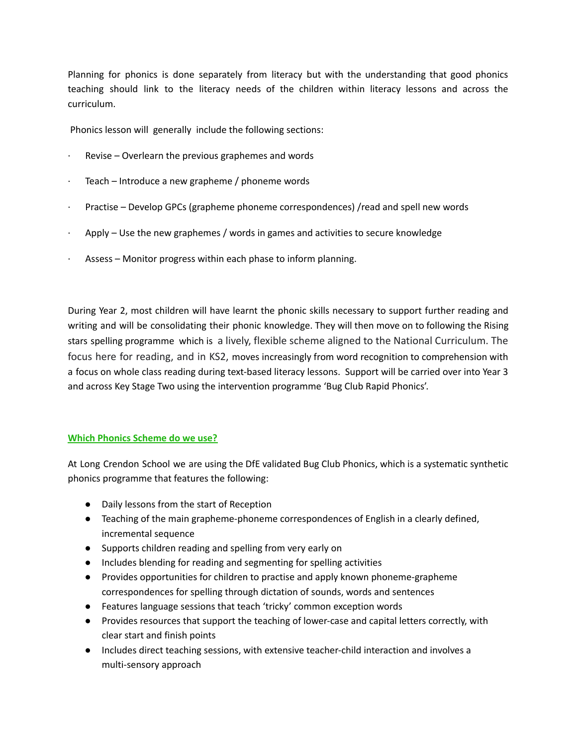Planning for phonics is done separately from literacy but with the understanding that good phonics teaching should link to the literacy needs of the children within literacy lessons and across the curriculum.

Phonics lesson will generally include the following sections:

- Revise – Overlearn the previous graphemes and words
- Teach – Introduce a new grapheme / phoneme words
- Practise – Develop GPCs (grapheme phoneme correspondences) /read and spell new words
- Apply – Use the new graphemes / words in games and activities to secure knowledge
- Assess – Monitor progress within each phase to inform planning.

During Year 2, most children will have learnt the phonic skills necessary to support further reading and writing and will be consolidating their phonic knowledge. They will then move on to following the Rising stars spelling programme which is a lively, flexible scheme aligned to the National Curriculum. The focus here for reading, and in KS2, moves increasingly from word recognition to comprehension with a focus on whole class reading during text-based literacy lessons. Support will be carried over into Year 3 and across Key Stage Two using the intervention programme 'Bug Club Rapid Phonics'.

## Which Phonics Scheme do we use?

At Long Crendon School we are using the DfE validated Bug Club Phonics, which is a systematic synthetic phonics programme that features the following:

- Daily lessons from the start of Reception
- Teaching of the main grapheme-phoneme correspondences of English in a clearly defined, incremental sequence
- Supports children reading and spelling from very early on
- Includes blending for reading and segmenting for spelling activities
- Provides opportunities for children to practise and apply known phoneme-grapheme correspondences for spelling through dictation of sounds, words and sentences
- Features language sessions that teach 'tricky' common exception words
- Provides resources that support the teaching of lower-case and capital letters correctly, with clear start and finish points
- Includes direct teaching sessions, with extensive teacher-child interaction and involves a multi-sensory approach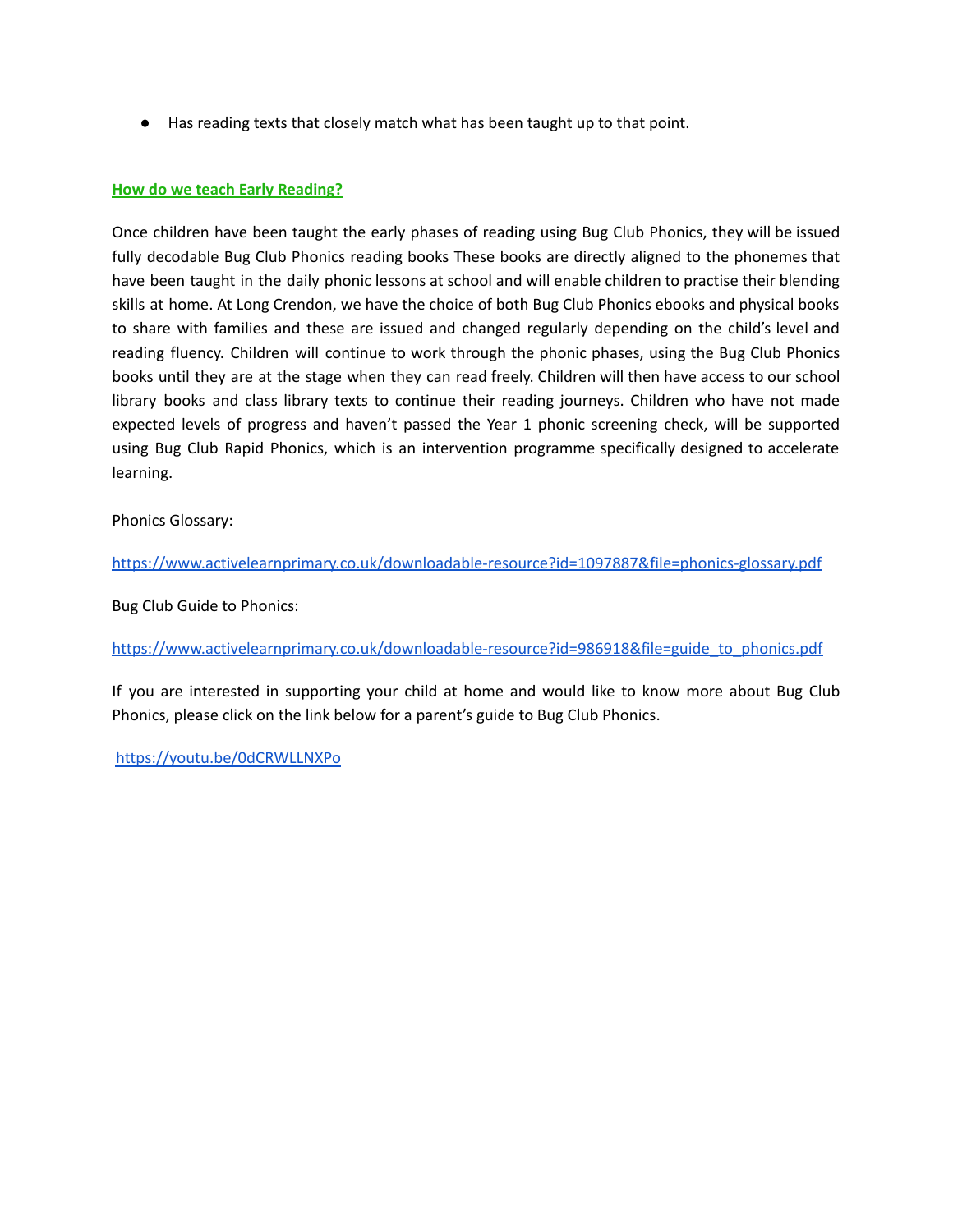- Has reading texts that closely match what has been taught up to that point.

## How do we teach Early Reading?

Once children have been taught the early phases of reading using Bug Club Phonics, they will be issued fully decodable Bug Club Phonics reading books These books are directly aligned to the phonemes that have been taught in the daily phonic lessons at school and will enable children to practise their blending skills at home. At Long Crendon, we have the choice of both Bug Club Phonics ebooks and physical books to share with families and these are issued and changed regularly depending on the child's level and reading fluency. Children will continue to work through the phonic phases, using the Bug Club Phonics books until they are at the stage when they can read freely. Children will then have access to our school library books and class library texts to continue their reading journeys. Children who have not made expected levels of progress and haven't passed the Year 1 phonic screening check, will be supported using Bug Club Rapid Phonics, which is an intervention programme specifically designed to accelerate learning.

Phonics Glossary:

https://www.activelearnprimary.co.uk/downloadable-resource?id=1097887&file=phonics-glossary.pdf

Bug Club Guide to Phonics:

https://www.activelearnprimary.co.uk/downloadable-resource?id=986918&file=guide_to_phonics.pdf

If you are interested in supporting your child at home and would like to know more about Bug Club Phonics, please click on the link below for a parent's guide to Bug Club Phonics.

https://youtu.be/0dCRWLLNXPo